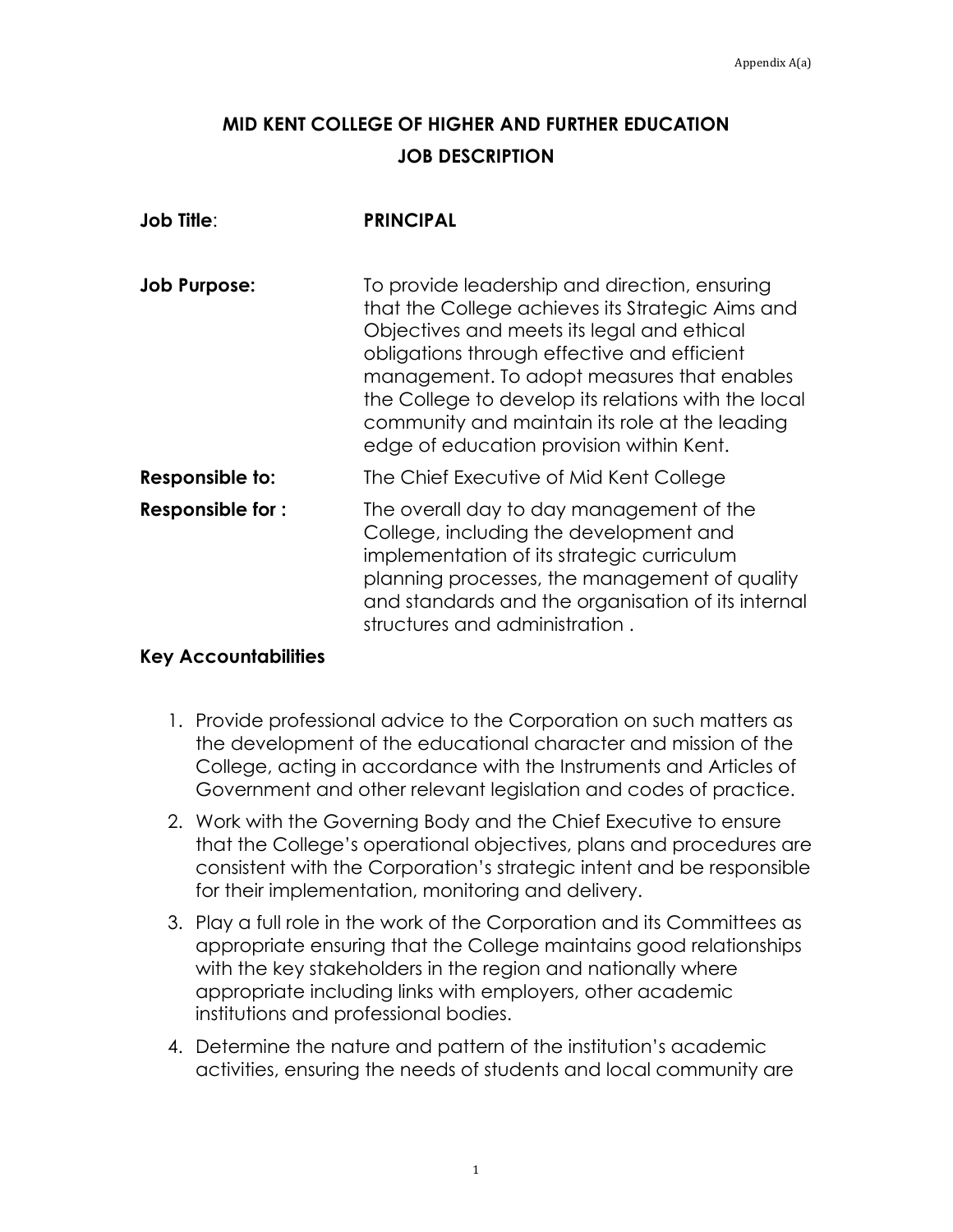Appendix A(a)

# MID KENT COLLEGE OF HIGHER AND FURTHER EDUCATION
## JOB DESCRIPTION

| | |
|---|---|
| **Job Title**: | **PRINCIPAL** |
| **Job Purpose:** | To provide leadership and direction, ensuring that the College achieves its Strategic Aims and Objectives and meets its legal and ethical obligations through effective and efficient management. To adopt measures that enables the College to develop its relations with the local community and maintain its role at the leading edge of education provision within Kent. |
| **Responsible to:** | The Chief Executive of Mid Kent College |
| **Responsible for :** | The overall day to day management of the College, including the development and implementation of its strategic curriculum planning processes, the management of quality and standards and the organisation of its internal structures and administration . |

### Key Accountabilities

1. Provide professional advice to the Corporation on such matters as the development of the educational character and mission of the College, acting in accordance with the Instruments and Articles of Government and other relevant legislation and codes of practice.
2. Work with the Governing Body and the Chief Executive to ensure that the College's operational objectives, plans and procedures are consistent with the Corporation's strategic intent and be responsible for their implementation, monitoring and delivery.
3. Play a full role in the work of the Corporation and its Committees as appropriate ensuring that the College maintains good relationships with the key stakeholders in the region and nationally where appropriate including links with employers, other academic institutions and professional bodies.
4. Determine the nature and pattern of the institution's academic activities, ensuring the needs of students and local community are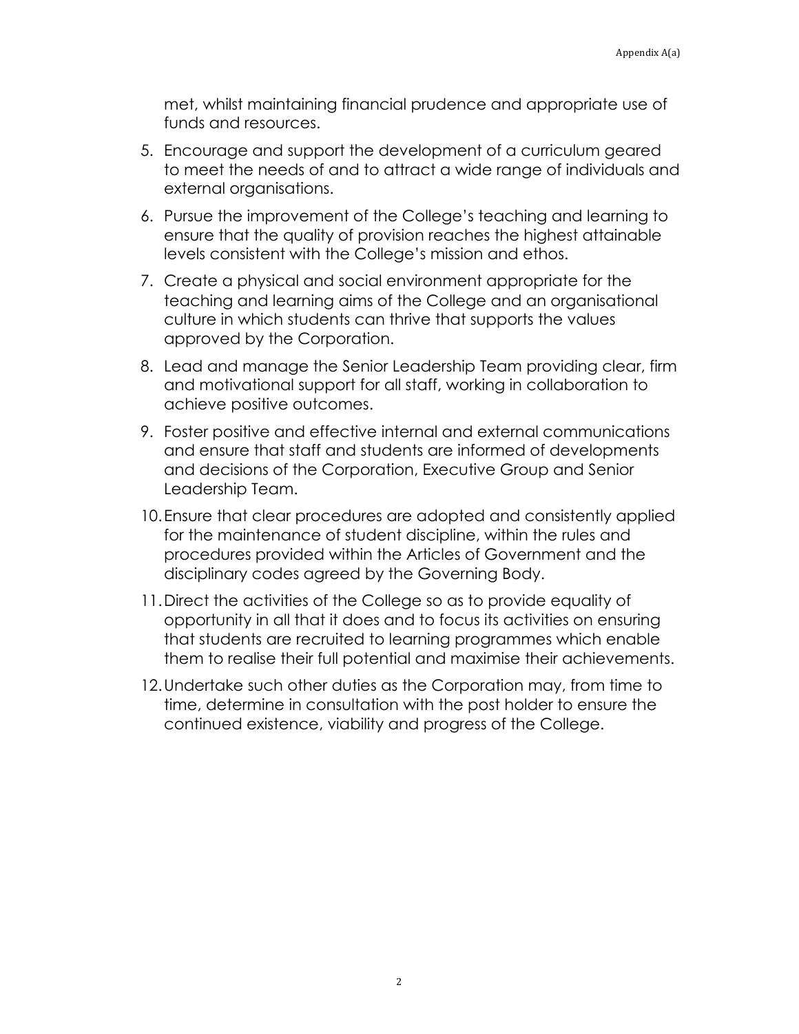met, whilst maintaining financial prudence and appropriate use of funds and resources.

5. Encourage and support the development of a curriculum geared to meet the needs of and to attract a wide range of individuals and external organisations.
6. Pursue the improvement of the College's teaching and learning to ensure that the quality of provision reaches the highest attainable levels consistent with the College's mission and ethos.
7. Create a physical and social environment appropriate for the teaching and learning aims of the College and an organisational culture in which students can thrive that supports the values approved by the Corporation.
8. Lead and manage the Senior Leadership Team providing clear, firm and motivational support for all staff, working in collaboration to achieve positive outcomes.
9. Foster positive and effective internal and external communications and ensure that staff and students are informed of developments and decisions of the Corporation, Executive Group and Senior Leadership Team.
10. Ensure that clear procedures are adopted and consistently applied for the maintenance of student discipline, within the rules and procedures provided within the Articles of Government and the disciplinary codes agreed by the Governing Body.
11. Direct the activities of the College so as to provide equality of opportunity in all that it does and to focus its activities on ensuring that students are recruited to learning programmes which enable them to realise their full potential and maximise their achievements.
12. Undertake such other duties as the Corporation may, from time to time, determine in consultation with the post holder to ensure the continued existence, viability and progress of the College.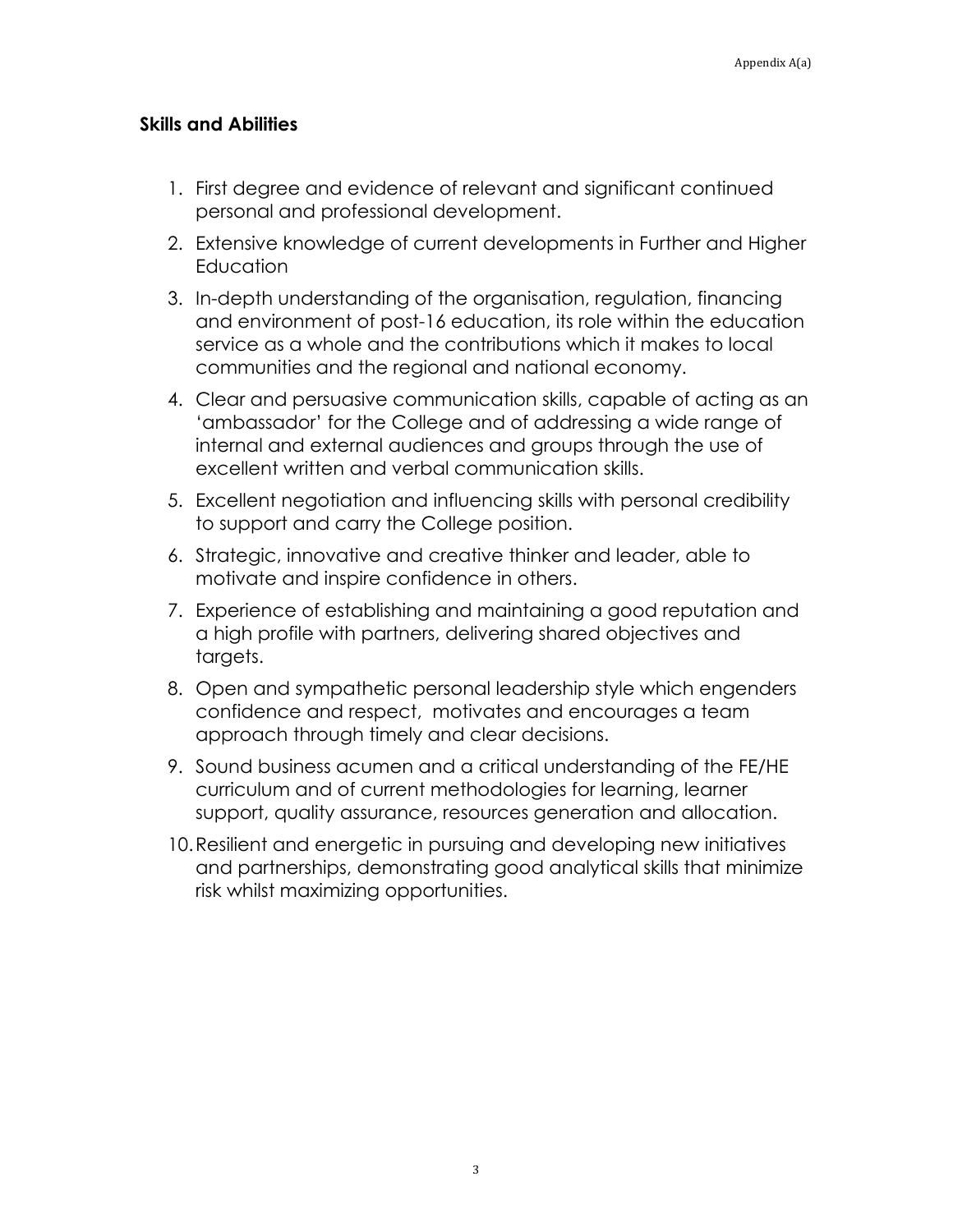### Skills and Abilities

1. First degree and evidence of relevant and significant continued personal and professional development.
2. Extensive knowledge of current developments in Further and Higher Education
3. In-depth understanding of the organisation, regulation, financing and environment of post-16 education, its role within the education service as a whole and the contributions which it makes to local communities and the regional and national economy.
4. Clear and persuasive communication skills, capable of acting as an 'ambassador' for the College and of addressing a wide range of internal and external audiences and groups through the use of excellent written and verbal communication skills.
5. Excellent negotiation and influencing skills with personal credibility to support and carry the College position.
6. Strategic, innovative and creative thinker and leader, able to motivate and inspire confidence in others.
7. Experience of establishing and maintaining a good reputation and a high profile with partners, delivering shared objectives and targets.
8. Open and sympathetic personal leadership style which engenders confidence and respect, motivates and encourages a team approach through timely and clear decisions.
9. Sound business acumen and a critical understanding of the FE/HE curriculum and of current methodologies for learning, learner support, quality assurance, resources generation and allocation.
10. Resilient and energetic in pursuing and developing new initiatives and partnerships, demonstrating good analytical skills that minimize risk whilst maximizing opportunities.